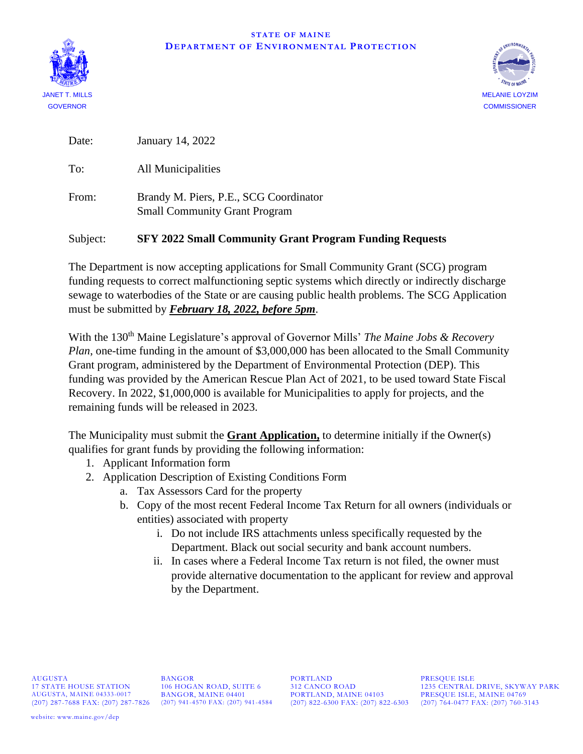**STATE OF MAINE**
**DEPARTMENT OF ENVIRONMENTAL PROTECTION**

JANET T. MILLS
GOVERNOR

MELANIE LOYZIM
COMMISSIONER

Date: January 14, 2022

To: All Municipalities

From: Brandy M. Piers, P.E., SCG Coordinator
Small Community Grant Program

Subject: **SFY 2022 Small Community Grant Program Funding Requests**

The Department is now accepting applications for Small Community Grant (SCG) program funding requests to correct malfunctioning septic systems which directly or indirectly discharge sewage to waterbodies of the State or are causing public health problems. The SCG Application must be submitted by ***February 18, 2022, before 5pm***.

With the 130th Maine Legislature's approval of Governor Mills' *The Maine Jobs & Recovery Plan*, one-time funding in the amount of $3,000,000 has been allocated to the Small Community Grant program, administered by the Department of Environmental Protection (DEP). This funding was provided by the American Rescue Plan Act of 2021, to be used toward State Fiscal Recovery. In 2022, $1,000,000 is available for Municipalities to apply for projects, and the remaining funds will be released in 2023.

The Municipality must submit the **Grant Application,** to determine initially if the Owner(s) qualifies for grant funds by providing the following information:

1. Applicant Information form
2. Application Description of Existing Conditions Form
    a. Tax Assessors Card for the property
    b. Copy of the most recent Federal Income Tax Return for all owners (individuals or entities) associated with property
        i. Do not include IRS attachments unless specifically requested by the Department. Black out social security and bank account numbers.
        ii. In cases where a Federal Income Tax return is not filed, the owner must provide alternative documentation to the applicant for review and approval by the Department.

AUGUSTA
17 STATE HOUSE STATION
AUGUSTA, MAINE 04333-0017
(207) 287-7688 FAX: (207) 287-7826

BANGOR
106 HOGAN ROAD, SUITE 6
BANGOR, MAINE 04401
(207) 941-4570 FAX: (207) 941-4584

PORTLAND
312 CANCO ROAD
PORTLAND, MAINE 04103
(207) 822-6300 FAX: (207) 822-6303

PRESQUE ISLE
1235 CENTRAL DRIVE, SKYWAY PARK
PRESQUE ISLE, MAINE 04769
(207) 764-0477 FAX: (207) 760-3143

website: www.maine.gov/dep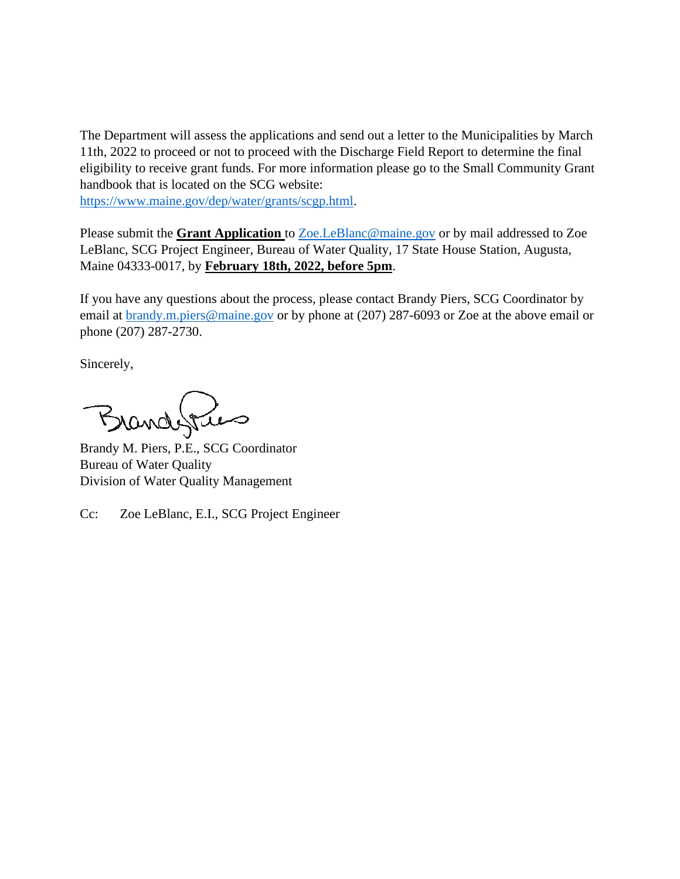The Department will assess the applications and send out a letter to the Municipalities by March 11th, 2022 to proceed or not to proceed with the Discharge Field Report to determine the final eligibility to receive grant funds. For more information please go to the Small Community Grant handbook that is located on the SCG website: https://www.maine.gov/dep/water/grants/scgp.html.

Please submit the **Grant Application** to Zoe.LeBlanc@maine.gov or by mail addressed to Zoe LeBlanc, SCG Project Engineer, Bureau of Water Quality, 17 State House Station, Augusta, Maine 04333-0017, by **February 18th, 2022, before 5pm**.

If you have any questions about the process, please contact Brandy Piers, SCG Coordinator by email at brandy.m.piers@maine.gov or by phone at (207) 287-6093 or Zoe at the above email or phone (207) 287-2730.

Sincerely,

Brandy M. Piers, P.E., SCG Coordinator
Bureau of Water Quality
Division of Water Quality Management

Cc: Zoe LeBlanc, E.I., SCG Project Engineer